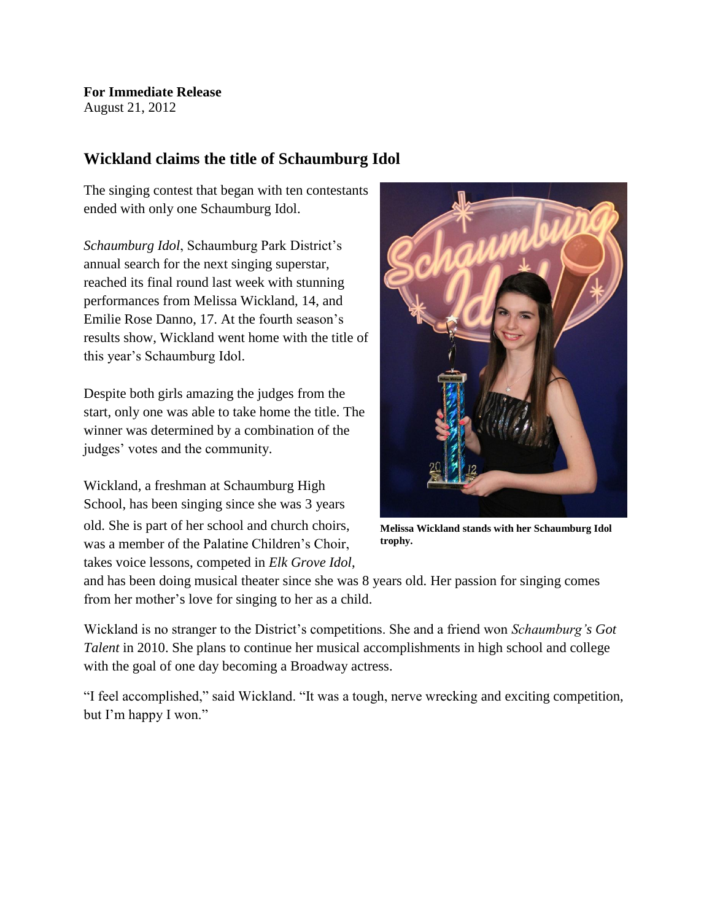**For Immediate Release**
August 21, 2012

## Wickland claims the title of Schaumburg Idol

The singing contest that began with ten contestants ended with only one Schaumburg Idol.

*Schaumburg Idol*, Schaumburg Park District's annual search for the next singing superstar, reached its final round last week with stunning performances from Melissa Wickland, 14, and Emilie Rose Danno, 17. At the fourth season's results show, Wickland went home with the title of this year's Schaumburg Idol.

Despite both girls amazing the judges from the start, only one was able to take home the title. The winner was determined by a combination of the judges' votes and the community.

Wickland, a freshman at Schaumburg High School, has been singing since she was 3 years old. She is part of her school and church choirs, was a member of the Palatine Children's Choir, takes voice lessons, competed in *Elk Grove Idol*, and has been doing musical theater since she was 8 years old. Her passion for singing comes from her mother's love for singing to her as a child.

**Melissa Wickland stands with her Schaumburg Idol trophy.**

Wickland is no stranger to the District's competitions. She and a friend won *Schaumburg's Got Talent* in 2010. She plans to continue her musical accomplishments in high school and college with the goal of one day becoming a Broadway actress.

"I feel accomplished," said Wickland. "It was a tough, nerve wrecking and exciting competition, but I'm happy I won."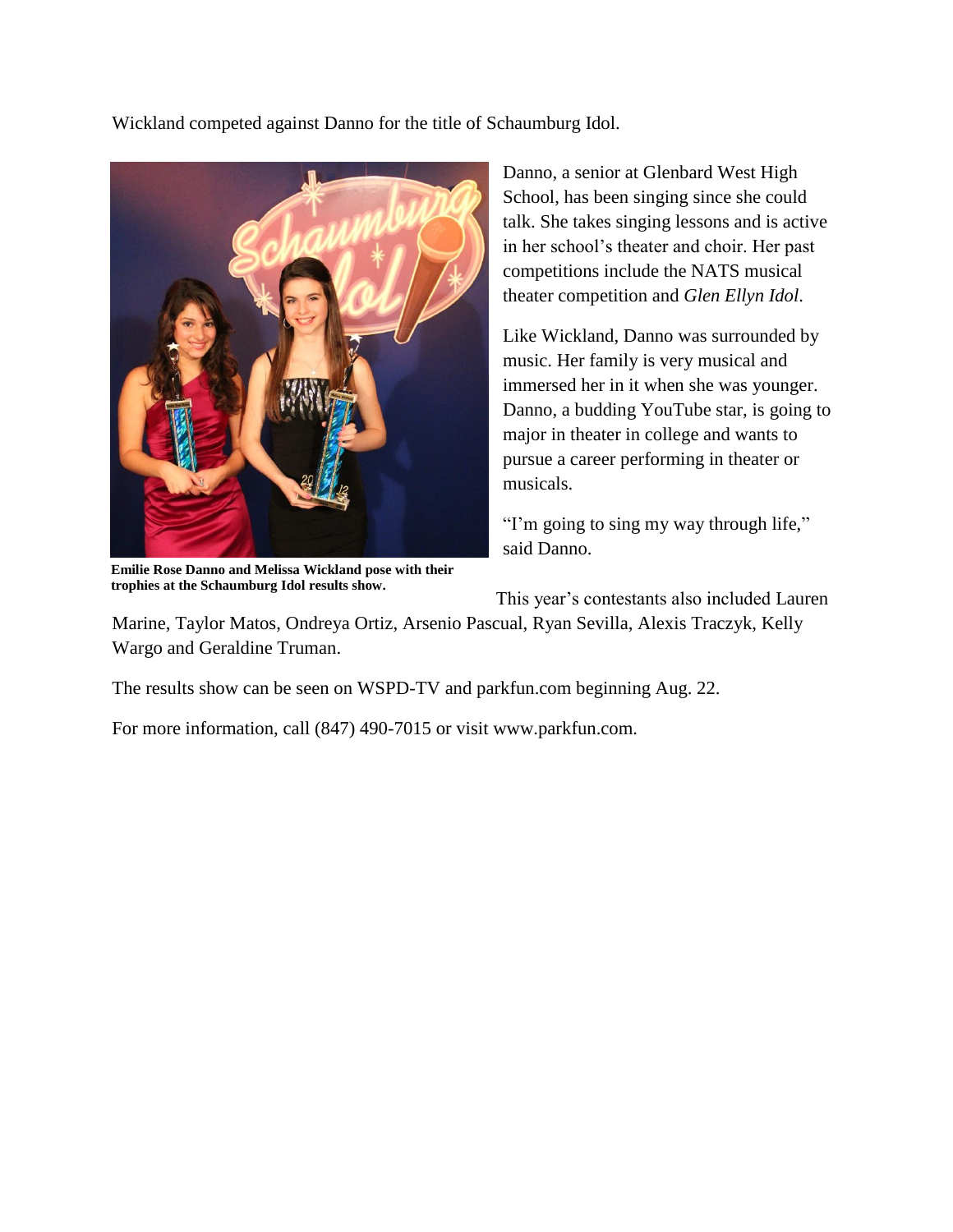Wickland competed against Danno for the title of Schaumburg Idol.

Danno, a senior at Glenbard West High School, has been singing since she could talk. She takes singing lessons and is active in her school's theater and choir. Her past competitions include the NATS musical theater competition and *Glen Ellyn Idol*.

Like Wickland, Danno was surrounded by music. Her family is very musical and immersed her in it when she was younger. Danno, a budding YouTube star, is going to major in theater in college and wants to pursue a career performing in theater or musicals.

"I'm going to sing my way through life," said Danno.

**Emilie Rose Danno and Melissa Wickland pose with their trophies at the Schaumburg Idol results show.**

This year's contestants also included Lauren Marine, Taylor Matos, Ondreya Ortiz, Arsenio Pascual, Ryan Sevilla, Alexis Traczyk, Kelly Wargo and Geraldine Truman.

The results show can be seen on WSPD-TV and parkfun.com beginning Aug. 22.

For more information, call (847) 490-7015 or visit www.parkfun.com.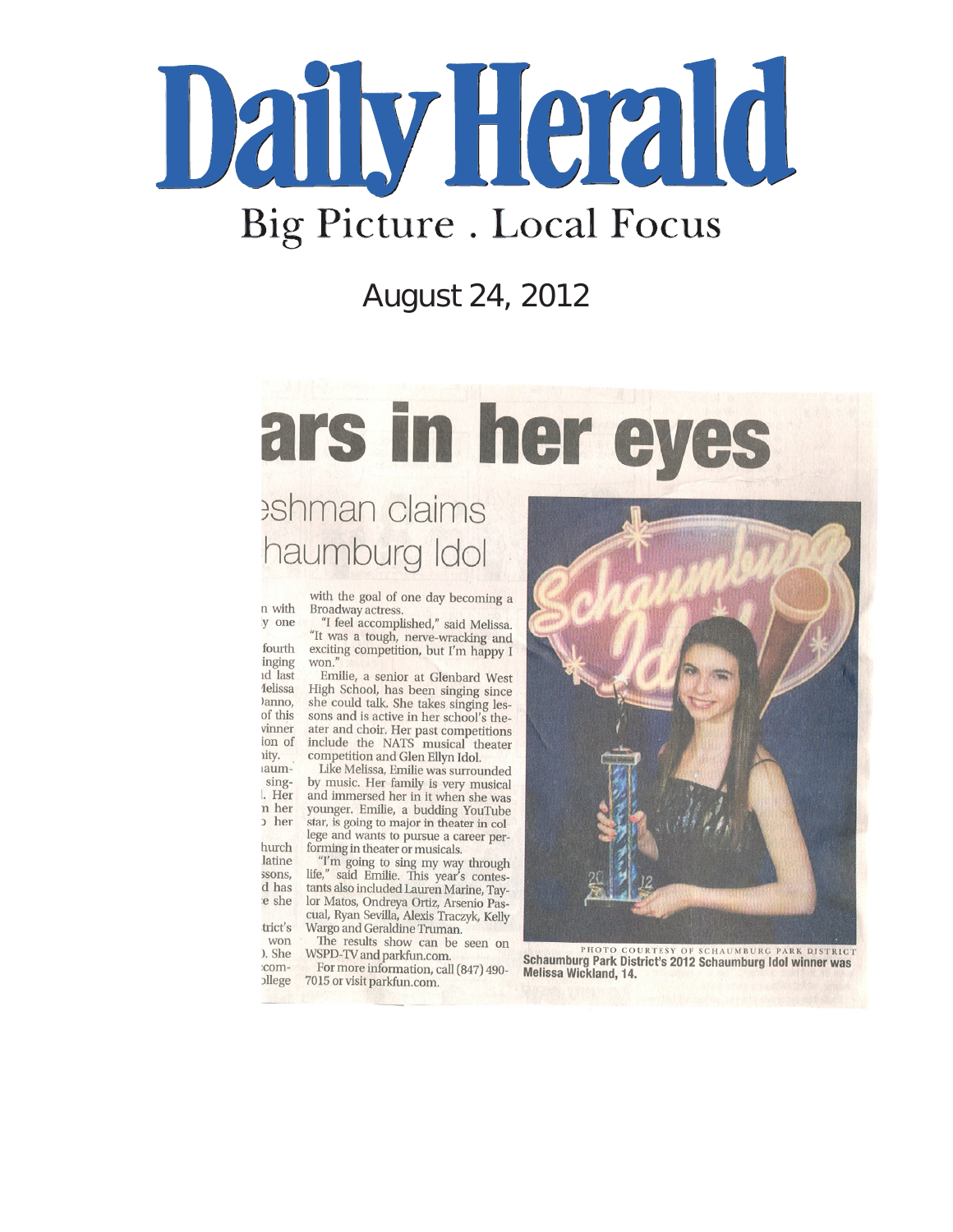# Daily Herald

Big Picture . Local Focus

August 24, 2012

# ars in her eyes

## eshman claims haumburg Idol

n with
y one

fourth
inging
nd last
Melissa
Danno,
of this
winner
ion of
nity.
haum-
sing-
l. Her
n her
o her

hurch
latine
ssons,
d has
e she

trict's
won
). She
com-
ollege

with the goal of one day becoming a Broadway actress.

"I feel accomplished," said Melissa. "It was a tough, nerve-wracking and exciting competition, but I'm happy I won."

Emilie, a senior at Glenbard West High School, has been singing since she could talk. She takes singing lessons and is active in her school's theater and choir. Her past competitions include the NATS musical theater competition and Glen Ellyn Idol.

Like Melissa, Emilie was surrounded by music. Her family is very musical and immersed her in it when she was younger. Emilie, a budding YouTube star, is going to major in theater in college and wants to pursue a career performing in theater or musicals.

"I'm going to sing my way through life," said Emilie. This year's contestants also included Lauren Marine, Taylor Matos, Ondreya Ortiz, Arsenio Pascual, Ryan Sevilla, Alexis Traczyk, Kelly Wargo and Geraldine Truman.

The results show can be seen on WSPD-TV and parkfun.com.

For more information, call (847) 490-7015 or visit parkfun.com.

PHOTO COURTESY OF SCHAUMBURG PARK DISTRICT
**Schaumburg Park District's 2012 Schaumburg Idol winner was Melissa Wickland, 14.**